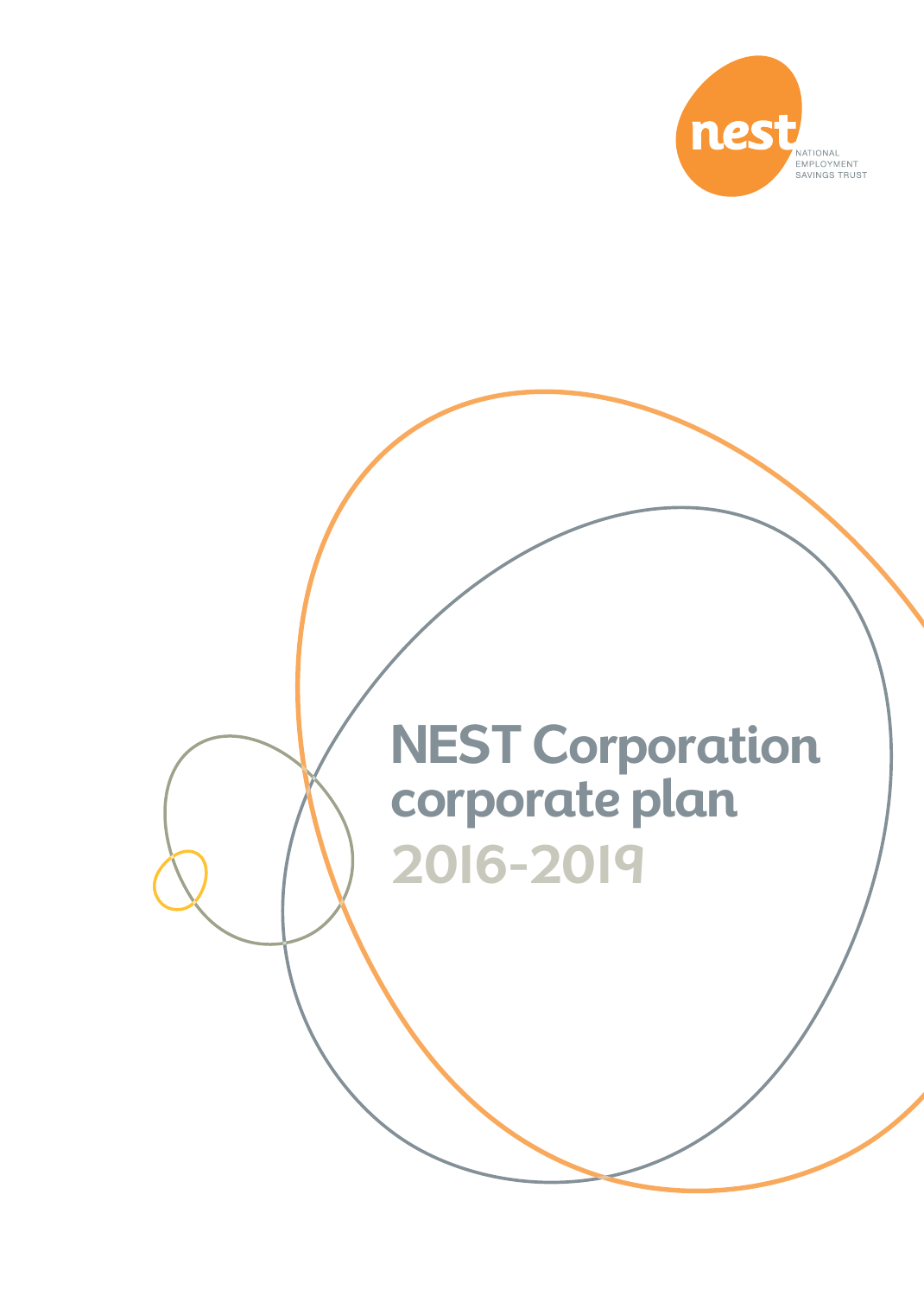nest

NATIONAL EMPLOYMENT SAVINGS TRUST

# NEST Corporation corporate plan

## 2016-2019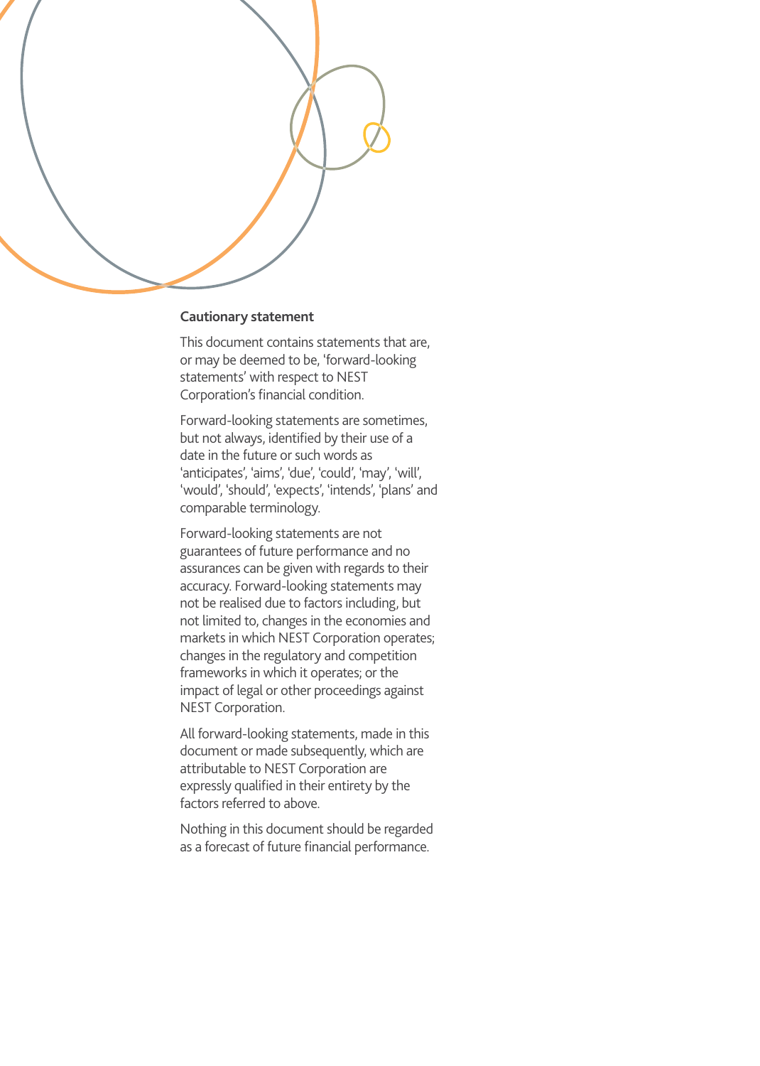## Cautionary statement

This document contains statements that are, or may be deemed to be, 'forward-looking statements' with respect to NEST Corporation's financial condition.

Forward-looking statements are sometimes, but not always, identified by their use of a date in the future or such words as 'anticipates', 'aims', 'due', 'could', 'may', 'will', 'would', 'should', 'expects', 'intends', 'plans' and comparable terminology.

Forward-looking statements are not guarantees of future performance and no assurances can be given with regards to their accuracy. Forward-looking statements may not be realised due to factors including, but not limited to, changes in the economies and markets in which NEST Corporation operates; changes in the regulatory and competition frameworks in which it operates; or the impact of legal or other proceedings against NEST Corporation.

All forward-looking statements, made in this document or made subsequently, which are attributable to NEST Corporation are expressly qualified in their entirety by the factors referred to above.

Nothing in this document should be regarded as a forecast of future financial performance.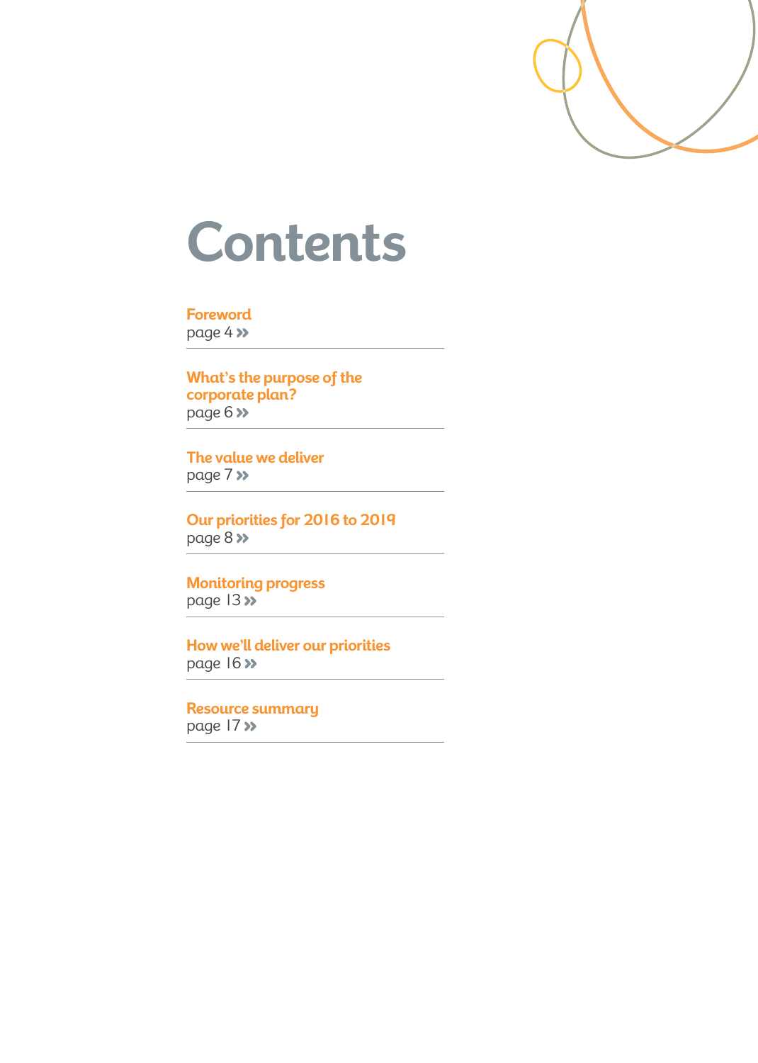# Contents

**Foreword**
page 4 »

**What's the purpose of the corporate plan?**
page 6 »

**The value we deliver**
page 7 »

**Our priorities for 2016 to 2019**
page 8 »

**Monitoring progress**
page 13 »

**How we'll deliver our priorities**
page 16 »

**Resource summary**
page 17 »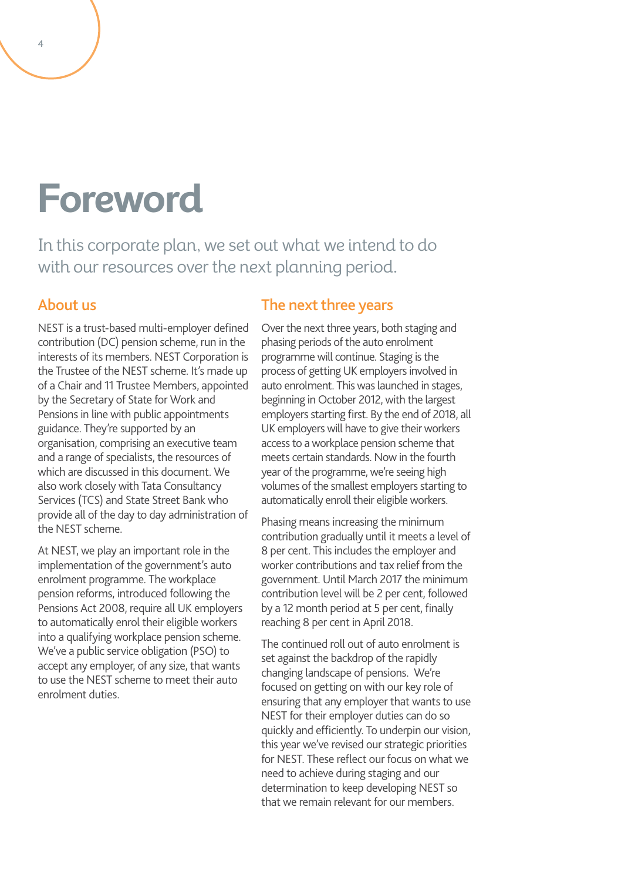# Foreword

In this corporate plan, we set out what we intend to do with our resources over the next planning period.

## About us

NEST is a trust-based multi-employer defined contribution (DC) pension scheme, run in the interests of its members. NEST Corporation is the Trustee of the NEST scheme. It's made up of a Chair and 11 Trustee Members, appointed by the Secretary of State for Work and Pensions in line with public appointments guidance. They're supported by an organisation, comprising an executive team and a range of specialists, the resources of which are discussed in this document. We also work closely with Tata Consultancy Services (TCS) and State Street Bank who provide all of the day to day administration of the NEST scheme.

At NEST, we play an important role in the implementation of the government's auto enrolment programme. The workplace pension reforms, introduced following the Pensions Act 2008, require all UK employers to automatically enrol their eligible workers into a qualifying workplace pension scheme. We've a public service obligation (PSO) to accept any employer, of any size, that wants to use the NEST scheme to meet their auto enrolment duties.

## The next three years

Over the next three years, both staging and phasing periods of the auto enrolment programme will continue. Staging is the process of getting UK employers involved in auto enrolment. This was launched in stages, beginning in October 2012, with the largest employers starting first. By the end of 2018, all UK employers will have to give their workers access to a workplace pension scheme that meets certain standards. Now in the fourth year of the programme, we're seeing high volumes of the smallest employers starting to automatically enroll their eligible workers.

Phasing means increasing the minimum contribution gradually until it meets a level of 8 per cent. This includes the employer and worker contributions and tax relief from the government. Until March 2017 the minimum contribution level will be 2 per cent, followed by a 12 month period at 5 per cent, finally reaching 8 per cent in April 2018.

The continued roll out of auto enrolment is set against the backdrop of the rapidly changing landscape of pensions. We're focused on getting on with our key role of ensuring that any employer that wants to use NEST for their employer duties can do so quickly and efficiently. To underpin our vision, this year we've revised our strategic priorities for NEST. These reflect our focus on what we need to achieve during staging and our determination to keep developing NEST so that we remain relevant for our members.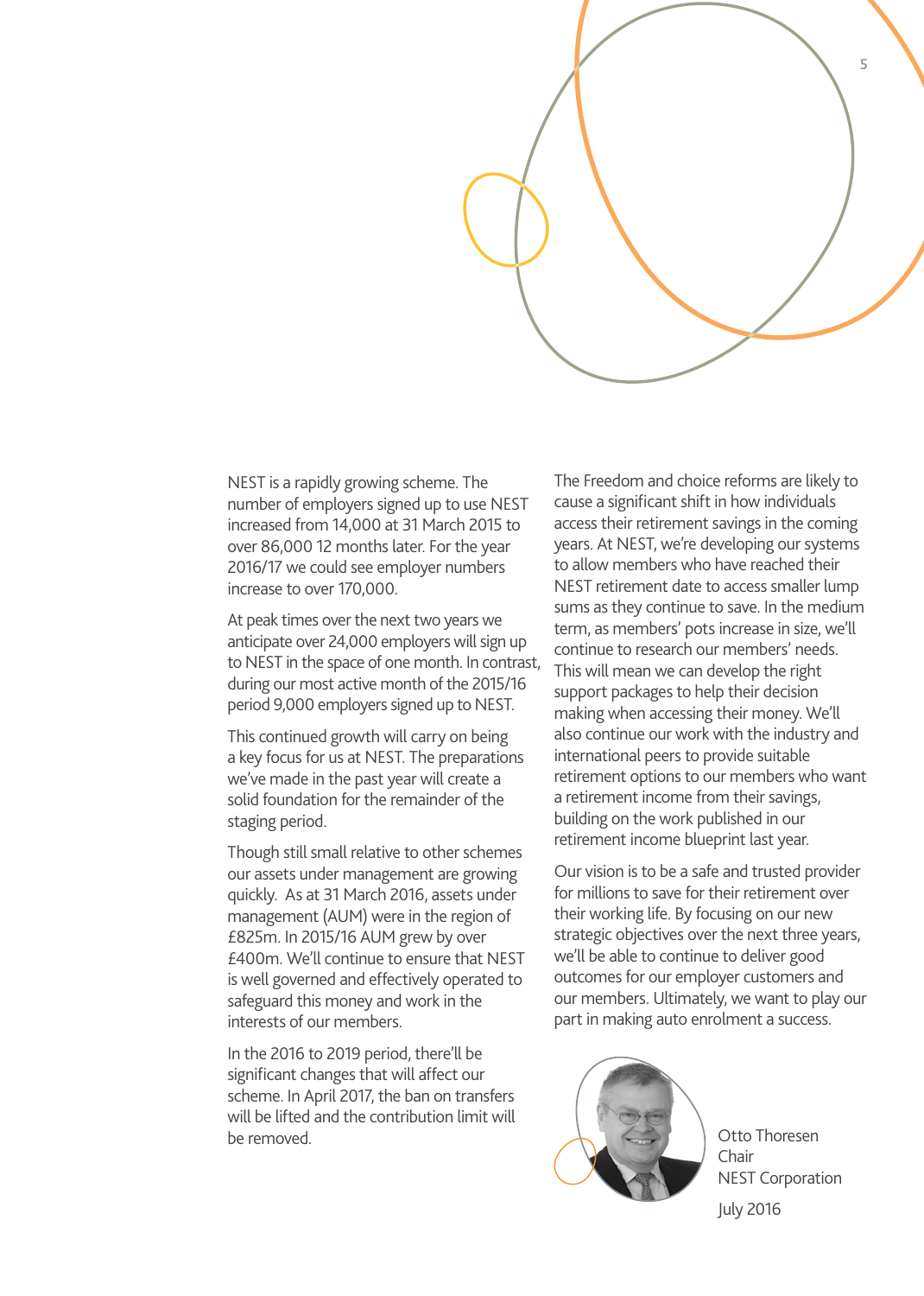NEST is a rapidly growing scheme. The number of employers signed up to use NEST increased from 14,000 at 31 March 2015 to over 86,000 12 months later. For the year 2016/17 we could see employer numbers increase to over 170,000.

At peak times over the next two years we anticipate over 24,000 employers will sign up to NEST in the space of one month. In contrast, during our most active month of the 2015/16 period 9,000 employers signed up to NEST.

This continued growth will carry on being a key focus for us at NEST. The preparations we've made in the past year will create a solid foundation for the remainder of the staging period.

Though still small relative to other schemes our assets under management are growing quickly. As at 31 March 2016, assets under management (AUM) were in the region of £825m. In 2015/16 AUM grew by over £400m. We'll continue to ensure that NEST is well governed and effectively operated to safeguard this money and work in the interests of our members.

In the 2016 to 2019 period, there'll be significant changes that will affect our scheme. In April 2017, the ban on transfers will be lifted and the contribution limit will be removed.

The Freedom and choice reforms are likely to cause a significant shift in how individuals access their retirement savings in the coming years. At NEST, we're developing our systems to allow members who have reached their NEST retirement date to access smaller lump sums as they continue to save. In the medium term, as members' pots increase in size, we'll continue to research our members' needs. This will mean we can develop the right support packages to help their decision making when accessing their money. We'll also continue our work with the industry and international peers to provide suitable retirement options to our members who want a retirement income from their savings, building on the work published in our retirement income blueprint last year.

Our vision is to be a safe and trusted provider for millions to save for their retirement over their working life. By focusing on our new strategic objectives over the next three years, we'll be able to continue to deliver good outcomes for our employer customers and our members. Ultimately, we want to play our part in making auto enrolment a success.

Otto Thoresen
Chair
NEST Corporation

July 2016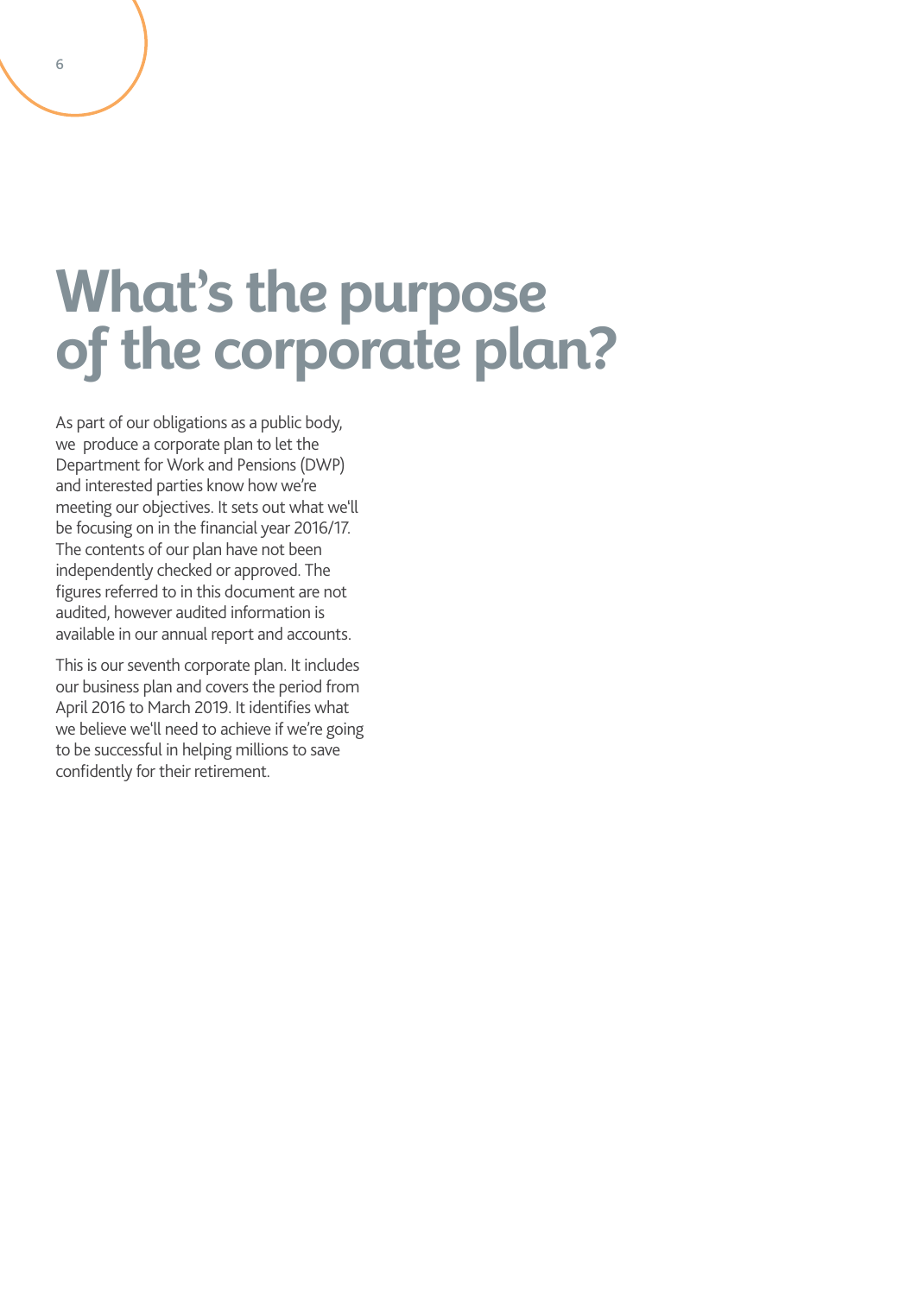# What's the purpose of the corporate plan?

As part of our obligations as a public body, we produce a corporate plan to let the Department for Work and Pensions (DWP) and interested parties know how we're meeting our objectives. It sets out what we'll be focusing on in the financial year 2016/17. The contents of our plan have not been independently checked or approved. The figures referred to in this document are not audited, however audited information is available in our annual report and accounts.

This is our seventh corporate plan. It includes our business plan and covers the period from April 2016 to March 2019. It identifies what we believe we'll need to achieve if we're going to be successful in helping millions to save confidently for their retirement.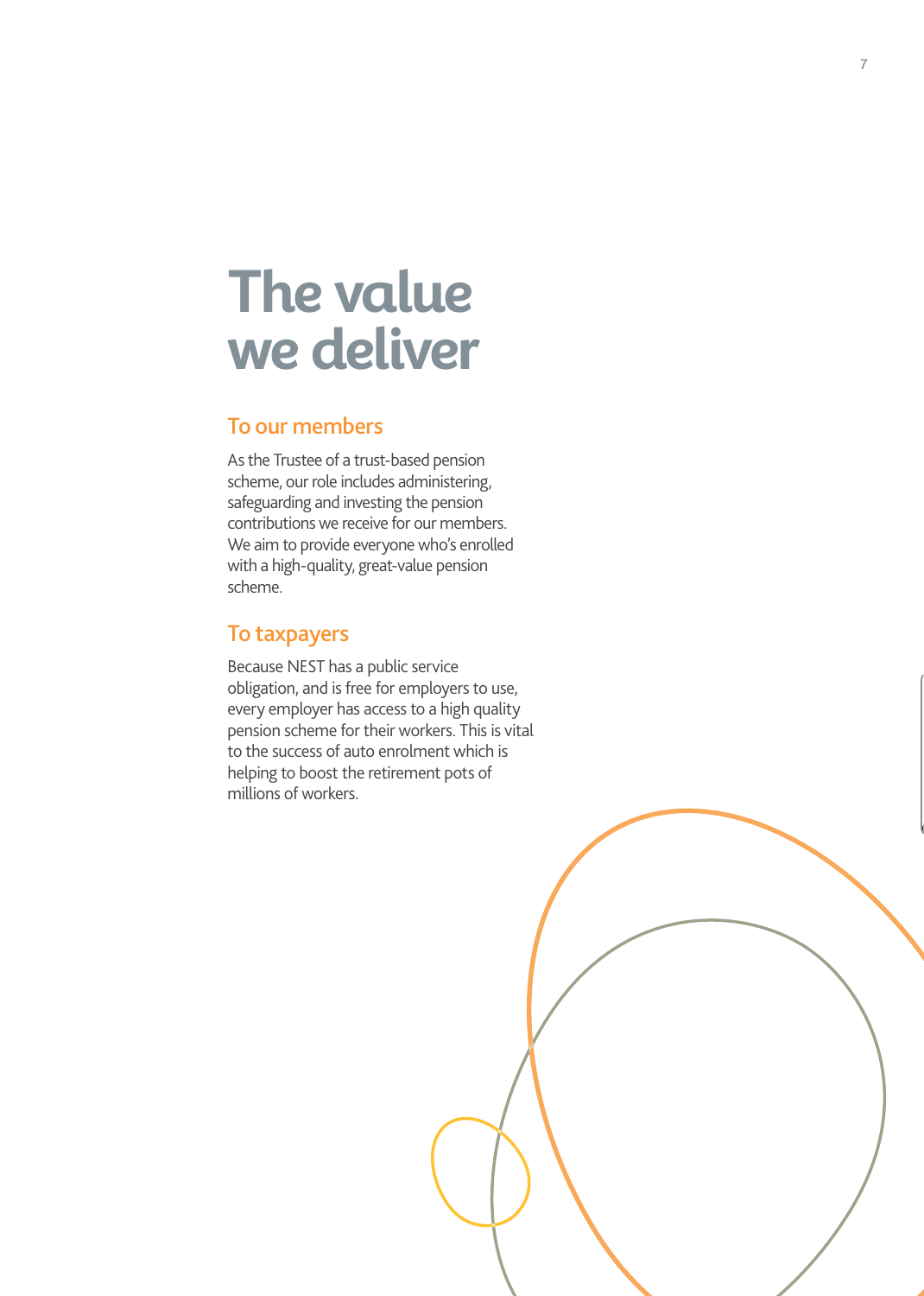# The value we deliver

## To our members

As the Trustee of a trust-based pension scheme, our role includes administering, safeguarding and investing the pension contributions we receive for our members. We aim to provide everyone who's enrolled with a high-quality, great-value pension scheme.

## To taxpayers

Because NEST has a public service obligation, and is free for employers to use, every employer has access to a high quality pension scheme for their workers. This is vital to the success of auto enrolment which is helping to boost the retirement pots of millions of workers.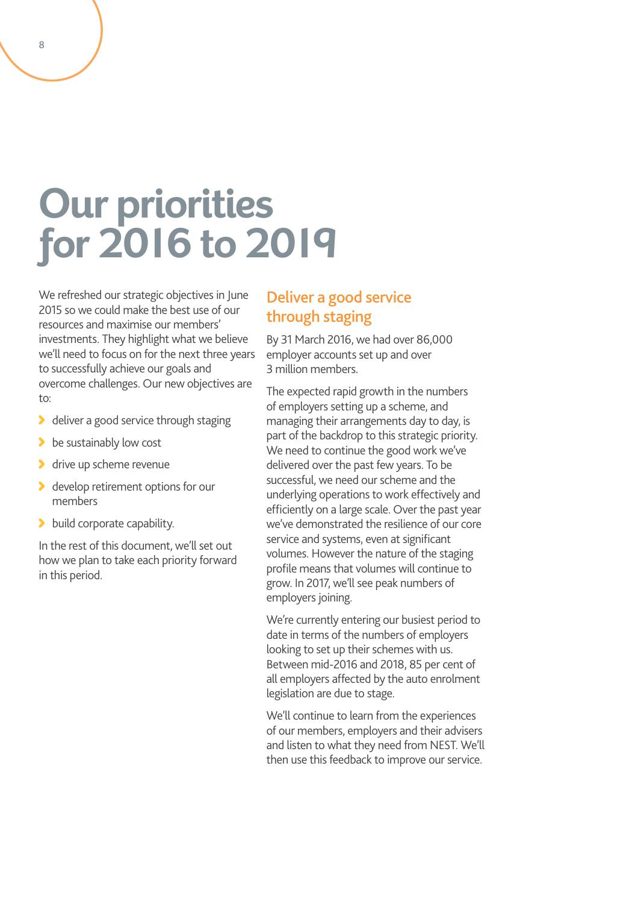# Our priorities for 2016 to 2019

We refreshed our strategic objectives in June 2015 so we could make the best use of our resources and maximise our members' investments. They highlight what we believe we'll need to focus on for the next three years to successfully achieve our goals and overcome challenges. Our new objectives are to:

- deliver a good service through staging
- be sustainably low cost
- drive up scheme revenue
- develop retirement options for our members
- build corporate capability.

In the rest of this document, we'll set out how we plan to take each priority forward in this period.

## Deliver a good service through staging

By 31 March 2016, we had over 86,000 employer accounts set up and over 3 million members.

The expected rapid growth in the numbers of employers setting up a scheme, and managing their arrangements day to day, is part of the backdrop to this strategic priority. We need to continue the good work we've delivered over the past few years. To be successful, we need our scheme and the underlying operations to work effectively and efficiently on a large scale. Over the past year we've demonstrated the resilience of our core service and systems, even at significant volumes. However the nature of the staging profile means that volumes will continue to grow. In 2017, we'll see peak numbers of employers joining.

We're currently entering our busiest period to date in terms of the numbers of employers looking to set up their schemes with us. Between mid-2016 and 2018, 85 per cent of all employers affected by the auto enrolment legislation are due to stage.

We'll continue to learn from the experiences of our members, employers and their advisers and listen to what they need from NEST. We'll then use this feedback to improve our service.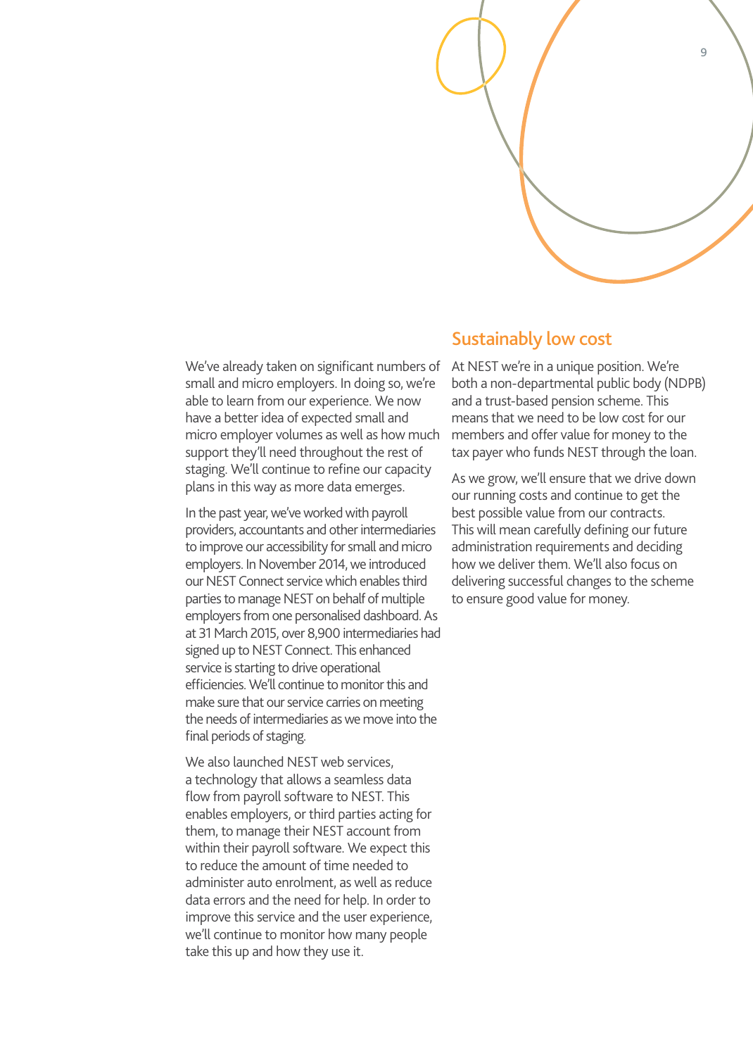We've already taken on significant numbers of small and micro employers. In doing so, we're able to learn from our experience. We now have a better idea of expected small and micro employer volumes as well as how much support they'll need throughout the rest of staging. We'll continue to refine our capacity plans in this way as more data emerges.

In the past year, we've worked with payroll providers, accountants and other intermediaries to improve our accessibility for small and micro employers. In November 2014, we introduced our NEST Connect service which enables third parties to manage NEST on behalf of multiple employers from one personalised dashboard. As at 31 March 2015, over 8,900 intermediaries had signed up to NEST Connect. This enhanced service is starting to drive operational efficiencies. We'll continue to monitor this and make sure that our service carries on meeting the needs of intermediaries as we move into the final periods of staging.

We also launched NEST web services, a technology that allows a seamless data flow from payroll software to NEST. This enables employers, or third parties acting for them, to manage their NEST account from within their payroll software. We expect this to reduce the amount of time needed to administer auto enrolment, as well as reduce data errors and the need for help. In order to improve this service and the user experience, we'll continue to monitor how many people take this up and how they use it.

## Sustainably low cost

At NEST we're in a unique position. We're both a non-departmental public body (NDPB) and a trust-based pension scheme. This means that we need to be low cost for our members and offer value for money to the tax payer who funds NEST through the loan.

As we grow, we'll ensure that we drive down our running costs and continue to get the best possible value from our contracts. This will mean carefully defining our future administration requirements and deciding how we deliver them. We'll also focus on delivering successful changes to the scheme to ensure good value for money.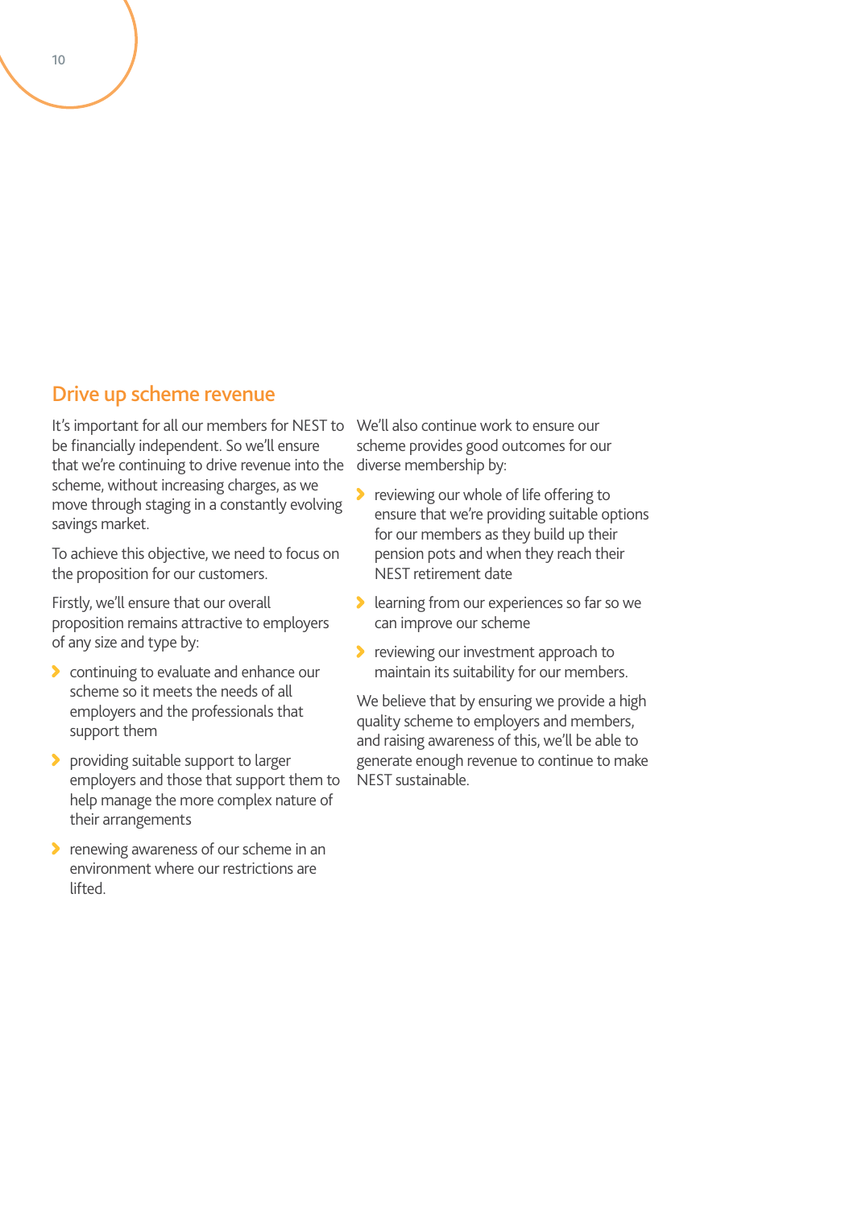## Drive up scheme revenue

It's important for all our members for NEST to be financially independent. So we'll ensure that we're continuing to drive revenue into the scheme, without increasing charges, as we move through staging in a constantly evolving savings market.

To achieve this objective, we need to focus on the proposition for our customers.

Firstly, we'll ensure that our overall proposition remains attractive to employers of any size and type by:

- continuing to evaluate and enhance our scheme so it meets the needs of all employers and the professionals that support them
- providing suitable support to larger employers and those that support them to help manage the more complex nature of their arrangements
- renewing awareness of our scheme in an environment where our restrictions are lifted.

We'll also continue work to ensure our scheme provides good outcomes for our diverse membership by:

- reviewing our whole of life offering to ensure that we're providing suitable options for our members as they build up their pension pots and when they reach their NEST retirement date
- learning from our experiences so far so we can improve our scheme
- reviewing our investment approach to maintain its suitability for our members.

We believe that by ensuring we provide a high quality scheme to employers and members, and raising awareness of this, we'll be able to generate enough revenue to continue to make NEST sustainable.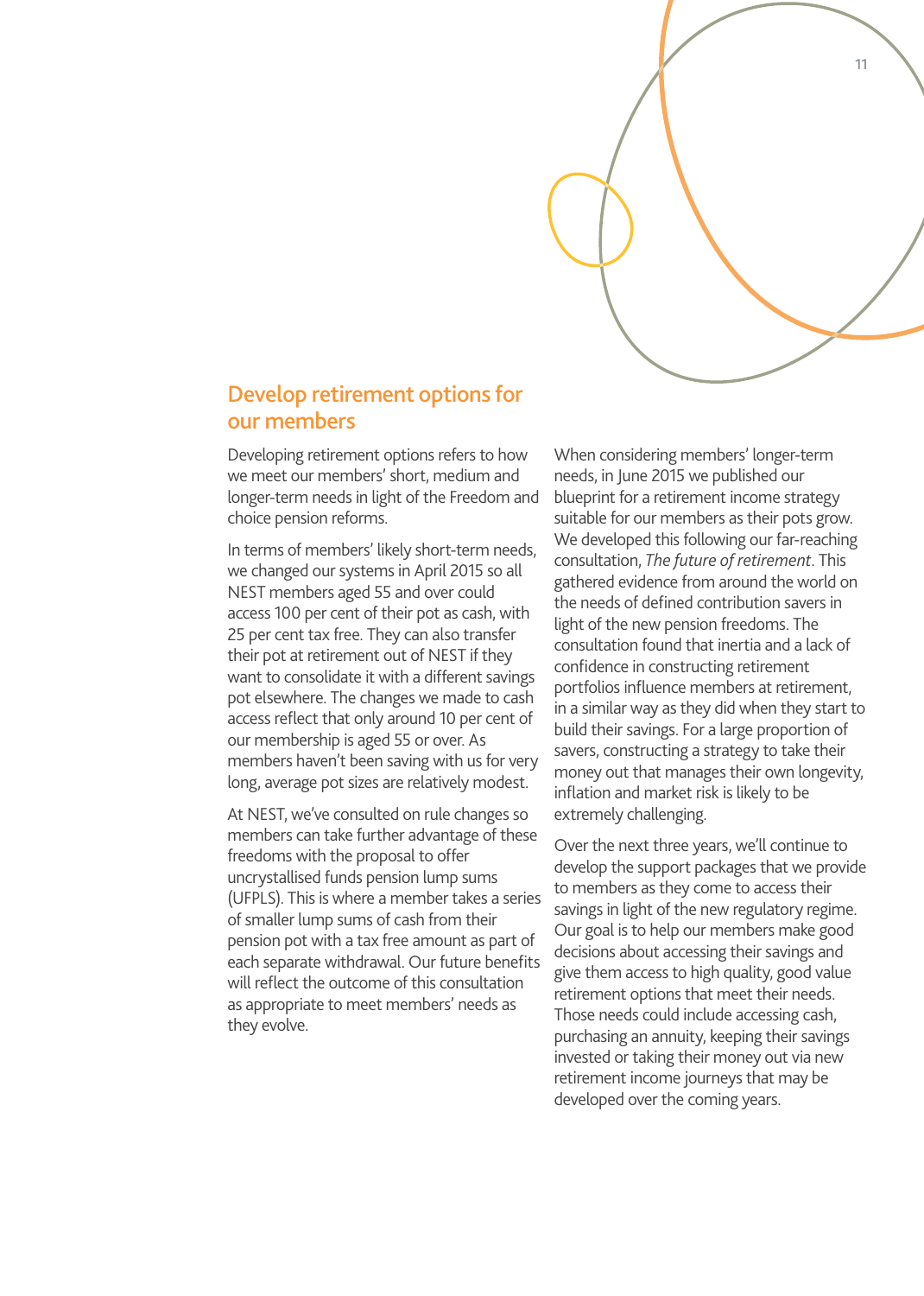## Develop retirement options for our members

Developing retirement options refers to how we meet our members' short, medium and longer-term needs in light of the Freedom and choice pension reforms.

In terms of members' likely short-term needs, we changed our systems in April 2015 so all NEST members aged 55 and over could access 100 per cent of their pot as cash, with 25 per cent tax free. They can also transfer their pot at retirement out of NEST if they want to consolidate it with a different savings pot elsewhere. The changes we made to cash access reflect that only around 10 per cent of our membership is aged 55 or over. As members haven't been saving with us for very long, average pot sizes are relatively modest.

At NEST, we've consulted on rule changes so members can take further advantage of these freedoms with the proposal to offer uncrystallised funds pension lump sums (UFPLS). This is where a member takes a series of smaller lump sums of cash from their pension pot with a tax free amount as part of each separate withdrawal. Our future benefits will reflect the outcome of this consultation as appropriate to meet members' needs as they evolve.

When considering members' longer-term needs, in June 2015 we published our blueprint for a retirement income strategy suitable for our members as their pots grow. We developed this following our far-reaching consultation, *The future of retirement*. This gathered evidence from around the world on the needs of defined contribution savers in light of the new pension freedoms. The consultation found that inertia and a lack of confidence in constructing retirement portfolios influence members at retirement, in a similar way as they did when they start to build their savings. For a large proportion of savers, constructing a strategy to take their money out that manages their own longevity, inflation and market risk is likely to be extremely challenging.

Over the next three years, we'll continue to develop the support packages that we provide to members as they come to access their savings in light of the new regulatory regime. Our goal is to help our members make good decisions about accessing their savings and give them access to high quality, good value retirement options that meet their needs. Those needs could include accessing cash, purchasing an annuity, keeping their savings invested or taking their money out via new retirement income journeys that may be developed over the coming years.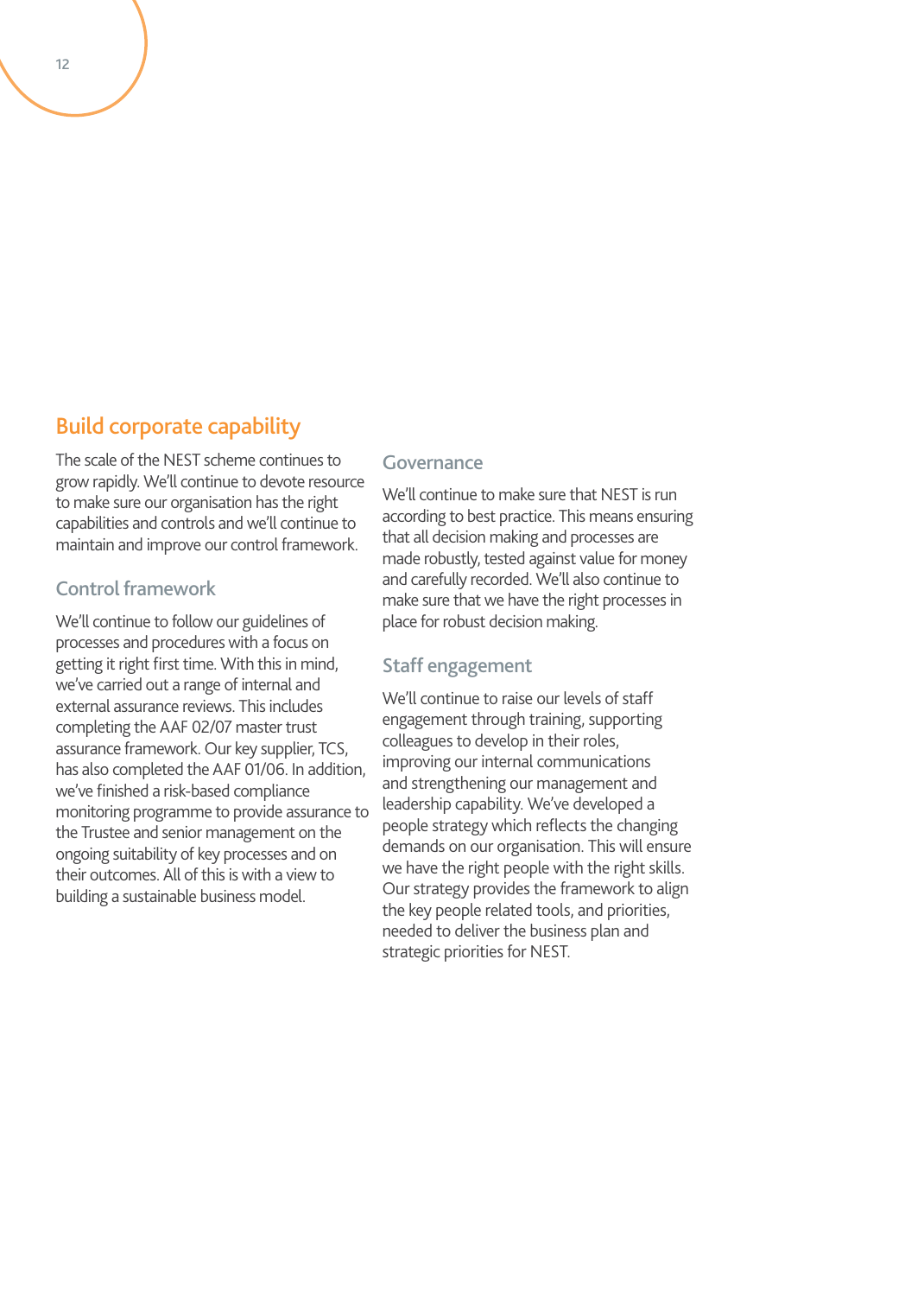## Build corporate capability

The scale of the NEST scheme continues to grow rapidly. We'll continue to devote resource to make sure our organisation has the right capabilities and controls and we'll continue to maintain and improve our control framework.

### Control framework

We'll continue to follow our guidelines of processes and procedures with a focus on getting it right first time. With this in mind, we've carried out a range of internal and external assurance reviews. This includes completing the AAF 02/07 master trust assurance framework. Our key supplier, TCS, has also completed the AAF 01/06. In addition, we've finished a risk-based compliance monitoring programme to provide assurance to the Trustee and senior management on the ongoing suitability of key processes and on their outcomes. All of this is with a view to building a sustainable business model.

### Governance

We'll continue to make sure that NEST is run according to best practice. This means ensuring that all decision making and processes are made robustly, tested against value for money and carefully recorded. We'll also continue to make sure that we have the right processes in place for robust decision making.

### Staff engagement

We'll continue to raise our levels of staff engagement through training, supporting colleagues to develop in their roles, improving our internal communications and strengthening our management and leadership capability. We've developed a people strategy which reflects the changing demands on our organisation. This will ensure we have the right people with the right skills. Our strategy provides the framework to align the key people related tools, and priorities, needed to deliver the business plan and strategic priorities for NEST.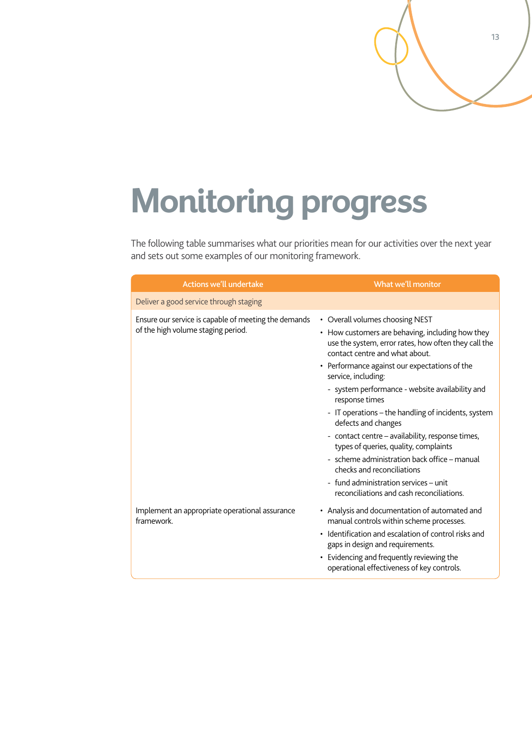# Monitoring progress

The following table summarises what our priorities mean for our activities over the next year and sets out some examples of our monitoring framework.

| Actions we'll undertake | What we'll monitor |
|---|---|
| Deliver a good service through staging | |
| Ensure our service is capable of meeting the demands of the high volume staging period. | • Overall volumes choosing NEST<br>• How customers are behaving, including how they use the system, error rates, how often they call the contact centre and what about.<br>• Performance against our expectations of the service, including:<br>- system performance - website availability and response times<br>- IT operations – the handling of incidents, system defects and changes<br>- contact centre – availability, response times, types of queries, quality, complaints<br>- scheme administration back office – manual checks and reconciliations<br>- fund administration services – unit reconciliations and cash reconciliations. |
| Implement an appropriate operational assurance framework. | • Analysis and documentation of automated and manual controls within scheme processes.<br>• Identification and escalation of control risks and gaps in design and requirements.<br>• Evidencing and frequently reviewing the operational effectiveness of key controls. |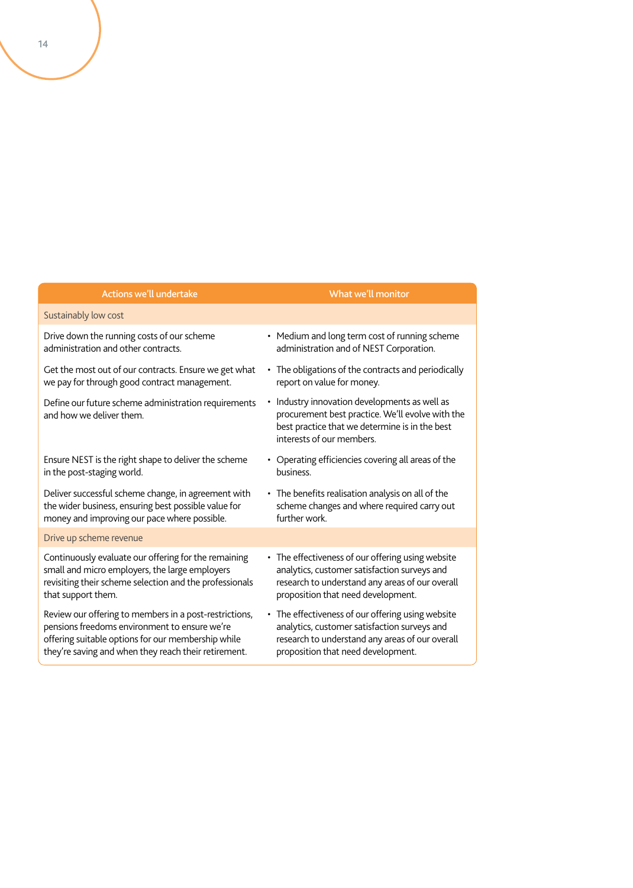| Actions we'll undertake | What we'll monitor |
| --- | --- |
| Sustainably low cost | |
| Drive down the running costs of our scheme administration and other contracts. | • Medium and long term cost of running scheme administration and of NEST Corporation. |
| Get the most out of our contracts. Ensure we get what we pay for through good contract management. | • The obligations of the contracts and periodically report on value for money. |
| Define our future scheme administration requirements and how we deliver them. | • Industry innovation developments as well as procurement best practice. We'll evolve with the best practice that we determine is in the best interests of our members. |
| Ensure NEST is the right shape to deliver the scheme in the post-staging world. | • Operating efficiencies covering all areas of the business. |
| Deliver successful scheme change, in agreement with the wider business, ensuring best possible value for money and improving our pace where possible. | • The benefits realisation analysis on all of the scheme changes and where required carry out further work. |
| Drive up scheme revenue | |
| Continuously evaluate our offering for the remaining small and micro employers, the large employers revisiting their scheme selection and the professionals that support them. | • The effectiveness of our offering using website analytics, customer satisfaction surveys and research to understand any areas of our overall proposition that need development. |
| Review our offering to members in a post-restrictions, pensions freedoms environment to ensure we're offering suitable options for our membership while they're saving and when they reach their retirement. | • The effectiveness of our offering using website analytics, customer satisfaction surveys and research to understand any areas of our overall proposition that need development. |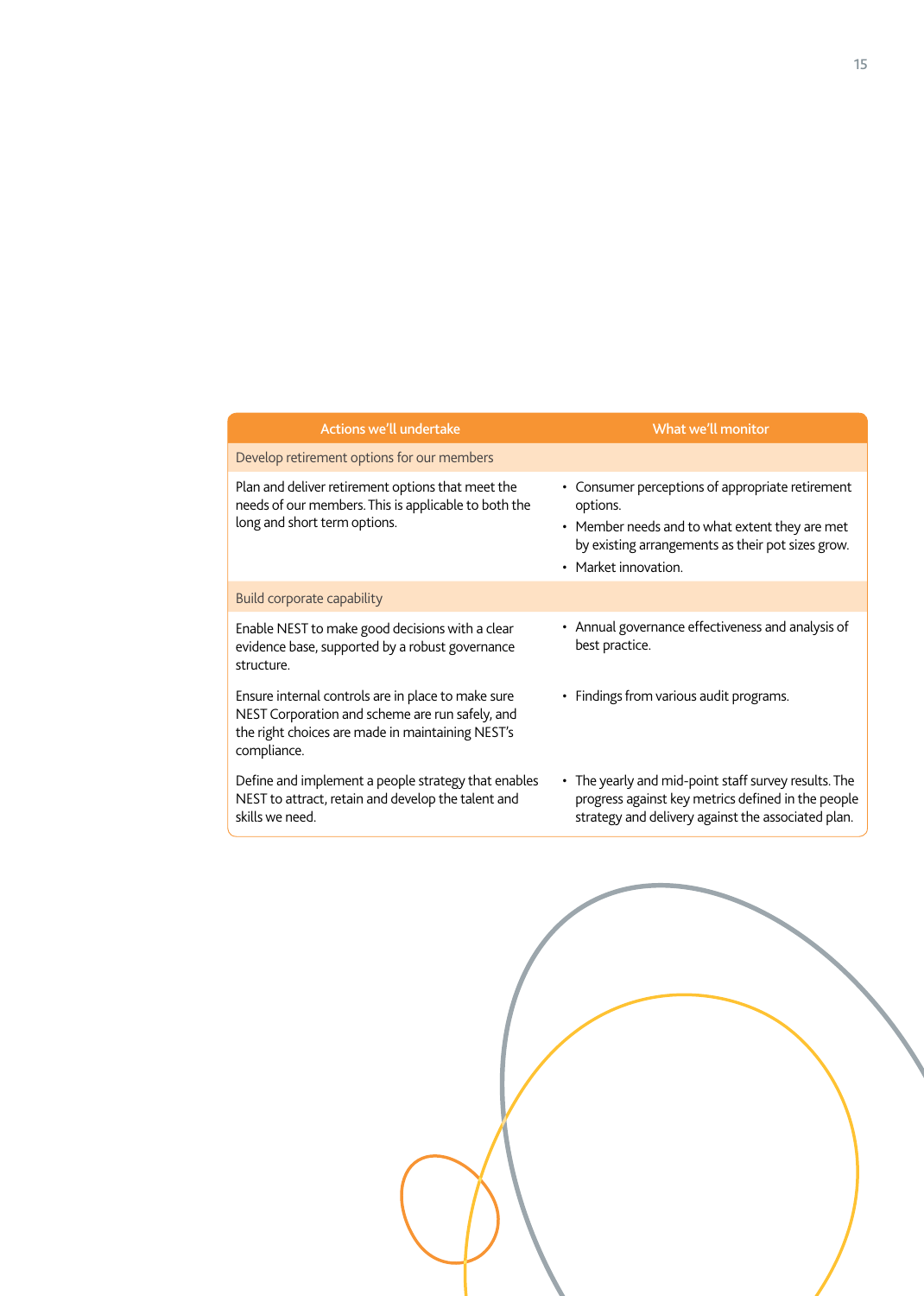| Actions we'll undertake | What we'll monitor |
| --- | --- |
| **Develop retirement options for our members** | |
| Plan and deliver retirement options that meet the needs of our members. This is applicable to both the long and short term options. | • Consumer perceptions of appropriate retirement options.<br>• Member needs and to what extent they are met by existing arrangements as their pot sizes grow.<br>• Market innovation. |
| **Build corporate capability** | |
| Enable NEST to make good decisions with a clear evidence base, supported by a robust governance structure. | • Annual governance effectiveness and analysis of best practice. |
| Ensure internal controls are in place to make sure NEST Corporation and scheme are run safely, and the right choices are made in maintaining NEST's compliance. | • Findings from various audit programs. |
| Define and implement a people strategy that enables NEST to attract, retain and develop the talent and skills we need. | • The yearly and mid-point staff survey results. The progress against key metrics defined in the people strategy and delivery against the associated plan. |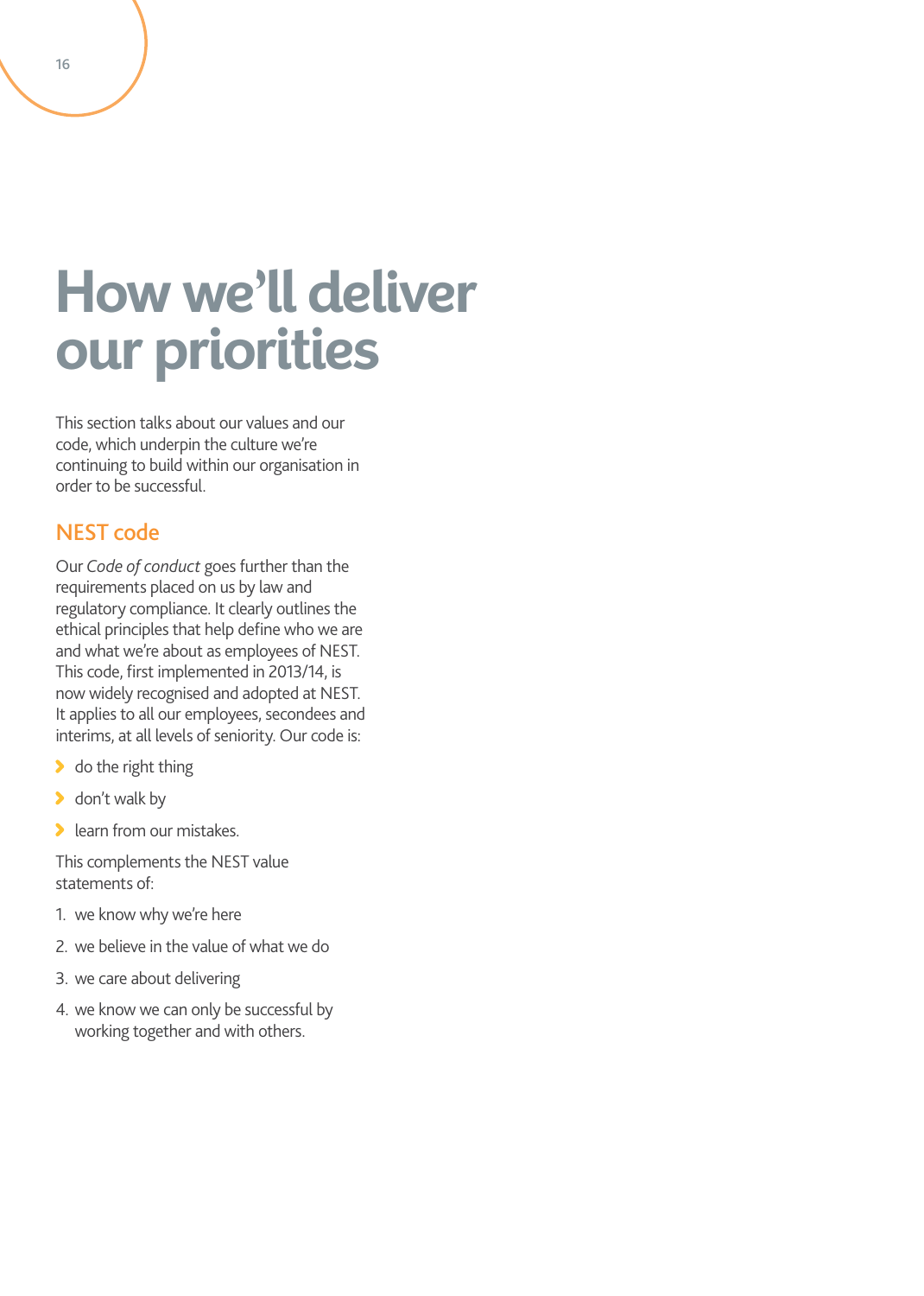# How we'll deliver our priorities

This section talks about our values and our code, which underpin the culture we're continuing to build within our organisation in order to be successful.

## NEST code

Our *Code of conduct* goes further than the requirements placed on us by law and regulatory compliance. It clearly outlines the ethical principles that help define who we are and what we're about as employees of NEST. This code, first implemented in 2013/14, is now widely recognised and adopted at NEST. It applies to all our employees, secondees and interims, at all levels of seniority. Our code is:

- do the right thing
- don't walk by
- learn from our mistakes.

This complements the NEST value statements of:

1. we know why we're here
2. we believe in the value of what we do
3. we care about delivering
4. we know we can only be successful by working together and with others.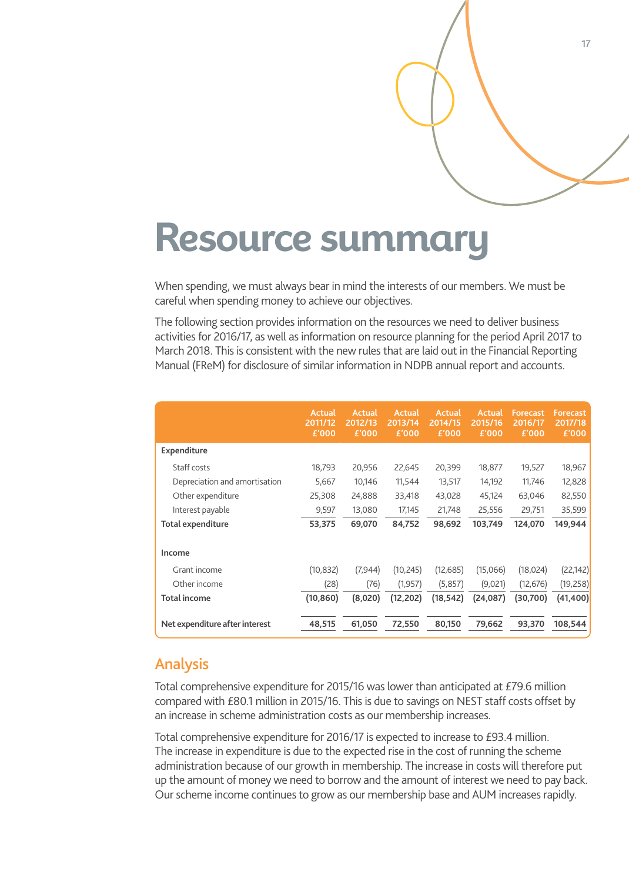# Resource summary

When spending, we must always bear in mind the interests of our members. We must be careful when spending money to achieve our objectives.

The following section provides information on the resources we need to deliver business activities for 2016/17, as well as information on resource planning for the period April 2017 to March 2018. This is consistent with the new rules that are laid out in the Financial Reporting Manual (FReM) for disclosure of similar information in NDPB annual report and accounts.

| | Actual 2011/12 £'000 | Actual 2012/13 £'000 | Actual 2013/14 £'000 | Actual 2014/15 £'000 | Actual 2015/16 £'000 | Forecast 2016/17 £'000 | Forecast 2017/18 £'000 |
|---|---|---|---|---|---|---|---|
| **Expenditure** | | | | | | | |
| Staff costs | 18,793 | 20,956 | 22,645 | 20,399 | 18,877 | 19,527 | 18,967 |
| Depreciation and amortisation | 5,667 | 10,146 | 11,544 | 13,517 | 14,192 | 11,746 | 12,828 |
| Other expenditure | 25,308 | 24,888 | 33,418 | 43,028 | 45,124 | 63,046 | 82,550 |
| Interest payable | 9,597 | 13,080 | 17,145 | 21,748 | 25,556 | 29,751 | 35,599 |
| **Total expenditure** | **53,375** | **69,070** | **84,752** | **98,692** | **103,749** | **124,070** | **149,944** |
| **Income** | | | | | | | |
| Grant income | (10,832) | (7,944) | (10,245) | (12,685) | (15,066) | (18,024) | (22,142) |
| Other income | (28) | (76) | (1,957) | (5,857) | (9,021) | (12,676) | (19,258) |
| **Total income** | **(10,860)** | **(8,020)** | **(12,202)** | **(18,542)** | **(24,087)** | **(30,700)** | **(41,400)** |
| **Net expenditure after interest** | **48,515** | **61,050** | **72,550** | **80,150** | **79,662** | **93,370** | **108,544** |

## Analysis

Total comprehensive expenditure for 2015/16 was lower than anticipated at £79.6 million compared with £80.1 million in 2015/16. This is due to savings on NEST staff costs offset by an increase in scheme administration costs as our membership increases.

Total comprehensive expenditure for 2016/17 is expected to increase to £93.4 million. The increase in expenditure is due to the expected rise in the cost of running the scheme administration because of our growth in membership. The increase in costs will therefore put up the amount of money we need to borrow and the amount of interest we need to pay back. Our scheme income continues to grow as our membership base and AUM increases rapidly.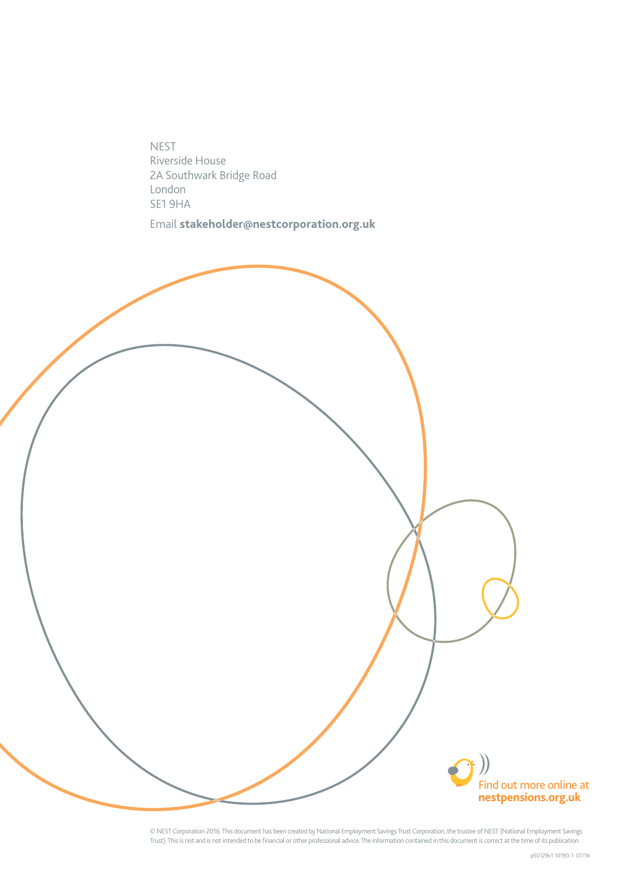NEST
Riverside House
2A Southwark Bridge Road
London
SE1 9HA

Email **stakeholder@nestcorporation.org.uk**

Find out more online at
**nestpensions.org.uk**

© NEST Corporation 2016. This document has been created by National Employment Savings Trust Corporation, the trustee of NEST (National Employment Savings Trust). This is not and is not intended to be financial or other professional advice. The information contained in this document is correct at the time of its publication.

p50129v1 10190-1 07/16